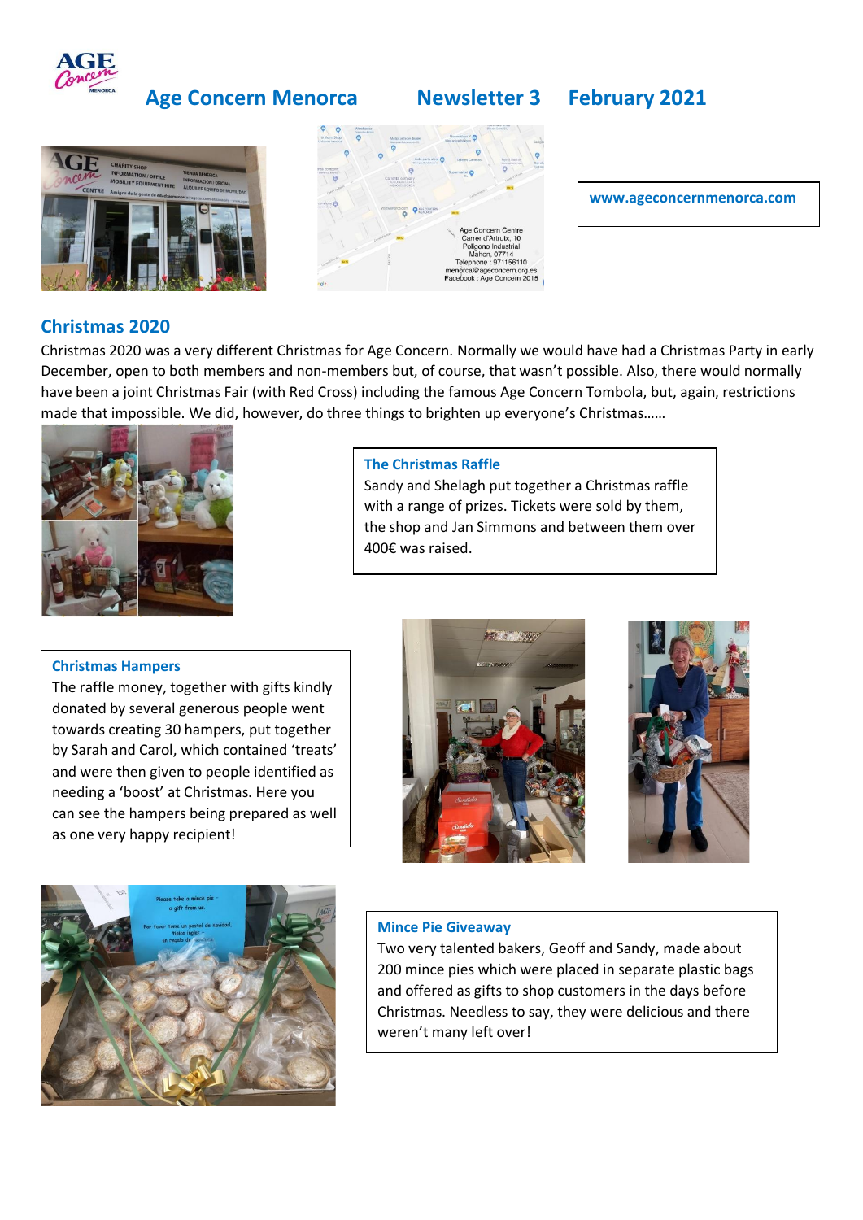# Age Concern Menorca Newsletter 3 February 2021

www.ageconcernmenorca.com

## Christmas 2020

Christmas 2020 was a very different Christmas for Age Concern. Normally we would have had a Christmas Party in early December, open to both members and non-members but, of course, that wasn't possible. Also, there would normally have been a joint Christmas Fair (with Red Cross) including the famous Age Concern Tombola, but, again, restrictions made that impossible. We did, however, do three things to brighten up everyone's Christmas……

### The Christmas Raffle

Sandy and Shelagh put together a Christmas raffle with a range of prizes. Tickets were sold by them, the shop and Jan Simmons and between them over 400€ was raised.

### Christmas Hampers

The raffle money, together with gifts kindly donated by several generous people went towards creating 30 hampers, put together by Sarah and Carol, which contained 'treats' and were then given to people identified as needing a 'boost' at Christmas. Here you can see the hampers being prepared as well as one very happy recipient!

### Mince Pie Giveaway

Two very talented bakers, Geoff and Sandy, made about 200 mince pies which were placed in separate plastic bags and offered as gifts to shop customers in the days before Christmas. Needless to say, they were delicious and there weren't many left over!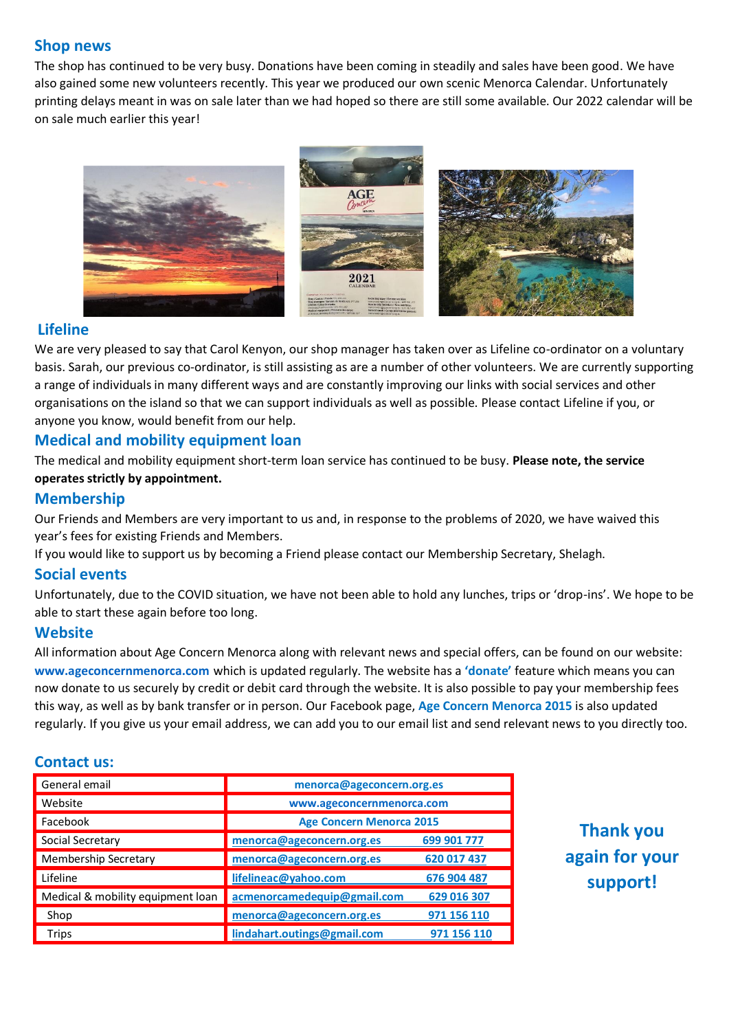## Shop news

The shop has continued to be very busy. Donations have been coming in steadily and sales have been good. We have also gained some new volunteers recently. This year we produced our own scenic Menorca Calendar. Unfortunately printing delays meant in was on sale later than we had hoped so there are still some available. Our 2022 calendar will be on sale much earlier this year!

## Lifeline

We are very pleased to say that Carol Kenyon, our shop manager has taken over as Lifeline co-ordinator on a voluntary basis. Sarah, our previous co-ordinator, is still assisting as are a number of other volunteers. We are currently supporting a range of individuals in many different ways and are constantly improving our links with social services and other organisations on the island so that we can support individuals as well as possible. Please contact Lifeline if you, or anyone you know, would benefit from our help.

## Medical and mobility equipment loan

The medical and mobility equipment short-term loan service has continued to be busy. **Please note, the service operates strictly by appointment.**

## Membership

Our Friends and Members are very important to us and, in response to the problems of 2020, we have waived this year's fees for existing Friends and Members.

If you would like to support us by becoming a Friend please contact our Membership Secretary, Shelagh.

## Social events

Unfortunately, due to the COVID situation, we have not been able to hold any lunches, trips or 'drop-ins'. We hope to be able to start these again before too long.

## Website

All information about Age Concern Menorca along with relevant news and special offers, can be found on our website: **www.ageconcernmenorca.com** which is updated regularly. The website has a **'donate'** feature which means you can now donate to us securely by credit or debit card through the website. It is also possible to pay your membership fees this way, as well as by bank transfer or in person. Our Facebook page, **Age Concern Menorca 2015** is also updated regularly. If you give us your email address, we can add you to our email list and send relevant news to you directly too.

## Contact us:

| | | |
|---|---|---|
| General email | menorca@ageconcern.org.es | |
| Website | www.ageconcernmenorca.com | |
| Facebook | Age Concern Menorca 2015 | |
| Social Secretary | menorca@ageconcern.org.es | 699 901 777 |
| Membership Secretary | menorca@ageconcern.org.es | 620 017 437 |
| Lifeline | lifelineac@yahoo.com | 676 904 487 |
| Medical & mobility equipment loan | acmenorcamedequip@gmail.com | 629 016 307 |
| Shop | menorca@ageconcern.org.es | 971 156 110 |
| Trips | lindahart.outings@gmail.com | 971 156 110 |

**Thank you again for your support!**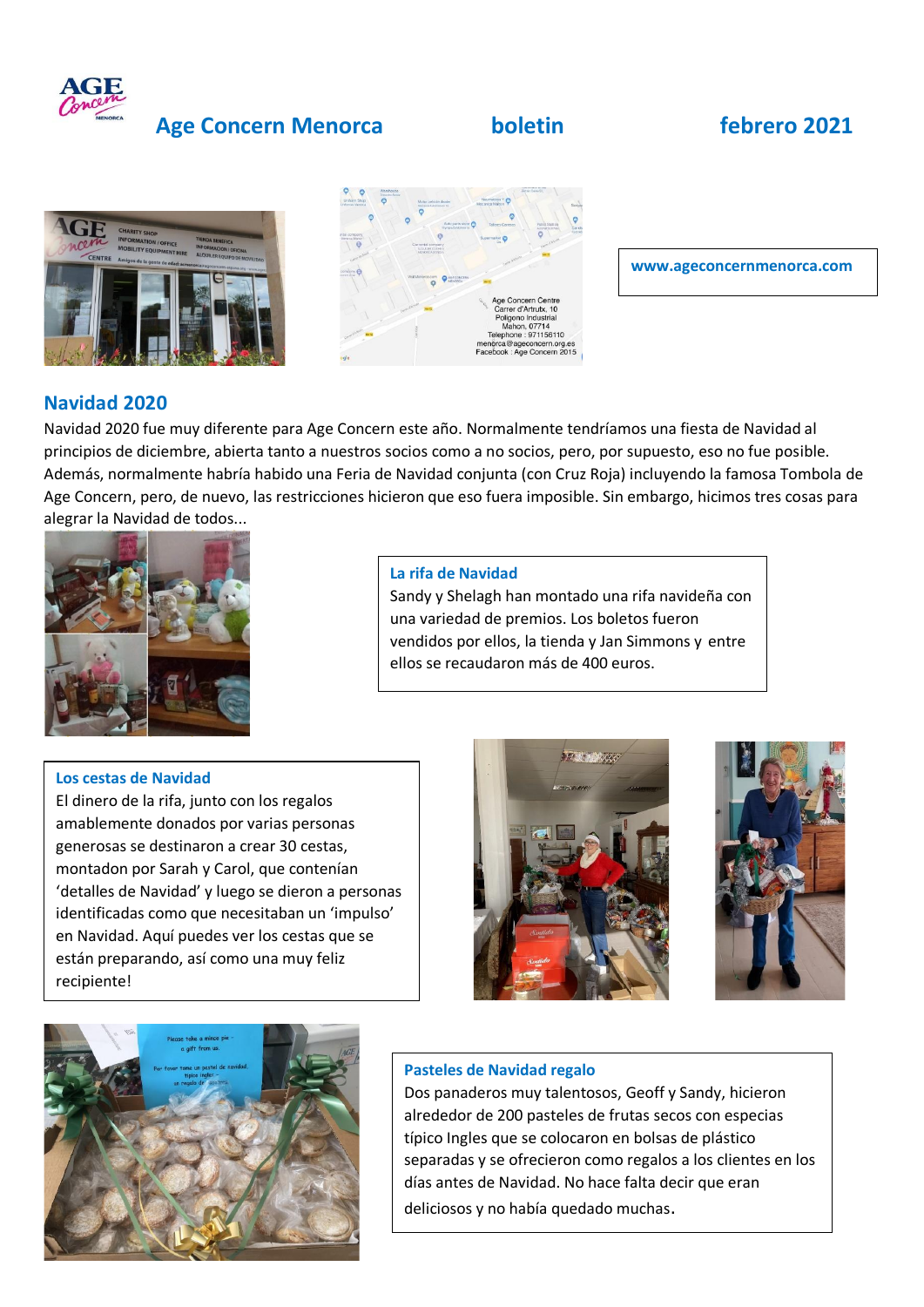# Age Concern Menorca boletin febrero 2021

www.ageconcernmenorca.com

## Navidad 2020

Navidad 2020 fue muy diferente para Age Concern este año. Normalmente tendríamos una fiesta de Navidad al principios de diciembre, abierta tanto a nuestros socios como a no socios, pero, por supuesto, eso no fue posible. Además, normalmente habría habido una Feria de Navidad conjunta (con Cruz Roja) incluyendo la famosa Tombola de Age Concern, pero, de nuevo, las restricciones hicieron que eso fuera imposible. Sin embargo, hicimos tres cosas para alegrar la Navidad de todos...

### La rifa de Navidad

Sandy y Shelagh han montado una rifa navideña con una variedad de premios. Los boletos fueron vendidos por ellos, la tienda y Jan Simmons y entre ellos se recaudaron más de 400 euros.

### Los cestas de Navidad

El dinero de la rifa, junto con los regalos amablemente donados por varias personas generosas se destinaron a crear 30 cestas, montadon por Sarah y Carol, que contenían 'detalles de Navidad' y luego se dieron a personas identificadas como que necesitaban un 'impulso' en Navidad. Aquí puedes ver los cestas que se están preparando, así como una muy feliz recipiente!

### Pasteles de Navidad regalo

Dos panaderos muy talentosos, Geoff y Sandy, hicieron alrededor de 200 pasteles de frutas secos con especias típico Ingles que se colocaron en bolsas de plástico separadas y se ofrecieron como regalos a los clientes en los días antes de Navidad. No hace falta decir que eran deliciosos y no había quedado muchas.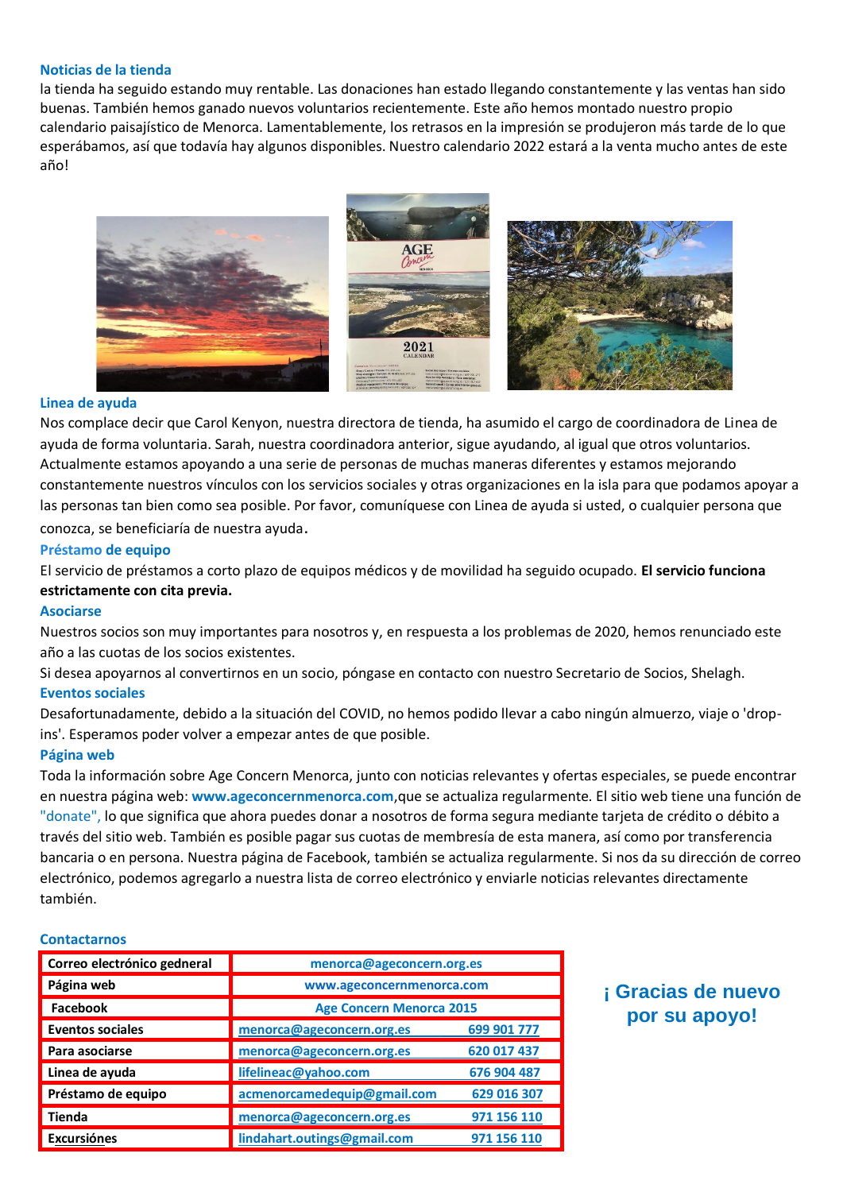### Noticias de la tienda

la tienda ha seguido estando muy rentable. Las donaciones han estado llegando constantemente y las ventas han sido buenas. También hemos ganado nuevos voluntarios recientemente. Este año hemos montado nuestro propio calendario paisajístico de Menorca. Lamentablemente, los retrasos en la impresión se produjeron más tarde de lo que esperábamos, así que todavía hay algunos disponibles. Nuestro calendario 2022 estará a la venta mucho antes de este año!

### Linea de ayuda

Nos complace decir que Carol Kenyon, nuestra directora de tienda, ha asumido el cargo de coordinadora de Linea de ayuda de forma voluntaria. Sarah, nuestra coordinadora anterior, sigue ayudando, al igual que otros voluntarios. Actualmente estamos apoyando a una serie de personas de muchas maneras diferentes y estamos mejorando constantemente nuestros vínculos con los servicios sociales y otras organizaciones en la isla para que podamos apoyar a las personas tan bien como sea posible. Por favor, comuníquese con Linea de ayuda si usted, o cualquier persona que conozca, se beneficiaría de nuestra ayuda.

### Préstamo de equipo

El servicio de préstamos a corto plazo de equipos médicos y de movilidad ha seguido ocupado. **El servicio funciona estrictamente con cita previa.**

### Asociarse

Nuestros socios son muy importantes para nosotros y, en respuesta a los problemas de 2020, hemos renunciado este año a las cuotas de los socios existentes.

Si desea apoyarnos al convertirnos en un socio, póngase en contacto con nuestro Secretario de Socios, Shelagh.

### Eventos sociales

Desafortunadamente, debido a la situación del COVID, no hemos podido llevar a cabo ningún almuerzo, viaje o 'drop-ins'. Esperamos poder volver a empezar antes de que posible.

### Página web

Toda la información sobre Age Concern Menorca, junto con noticias relevantes y ofertas especiales, se puede encontrar en nuestra página web: **www.ageconcernmenorca.com**,que se actualiza regularmente. El sitio web tiene una función de "donate", lo que significa que ahora puedes donar a nosotros de forma segura mediante tarjeta de crédito o débito a través del sitio web. También es posible pagar sus cuotas de membresía de esta manera, así como por transferencia bancaria o en persona. Nuestra página de Facebook, también se actualiza regularmente. Si nos da su dirección de correo electrónico, podemos agregarlo a nuestra lista de correo electrónico y enviarle noticias relevantes directamente también.

### Contactarnos

| | | |
|---|---|---|
| Correo electrónico gedneral | menorca@ageconcern.org.es | |
| Página web | www.ageconcernmenorca.com | |
| Facebook | Age Concern Menorca 2015 | |
| Eventos sociales | menorca@ageconcern.org.es | 699 901 777 |
| Para asociarse | menorca@ageconcern.org.es | 620 017 437 |
| Linea de ayuda | lifelineac@yahoo.com | 676 904 487 |
| Préstamo de equipo | acmenorcamedequip@gmail.com | 629 016 307 |
| Tienda | menorca@ageconcern.org.es | 971 156 110 |
| Excursiónes | lindahart.outings@gmail.com | 971 156 110 |

**¡ Gracias de nuevo por su apoyo!**